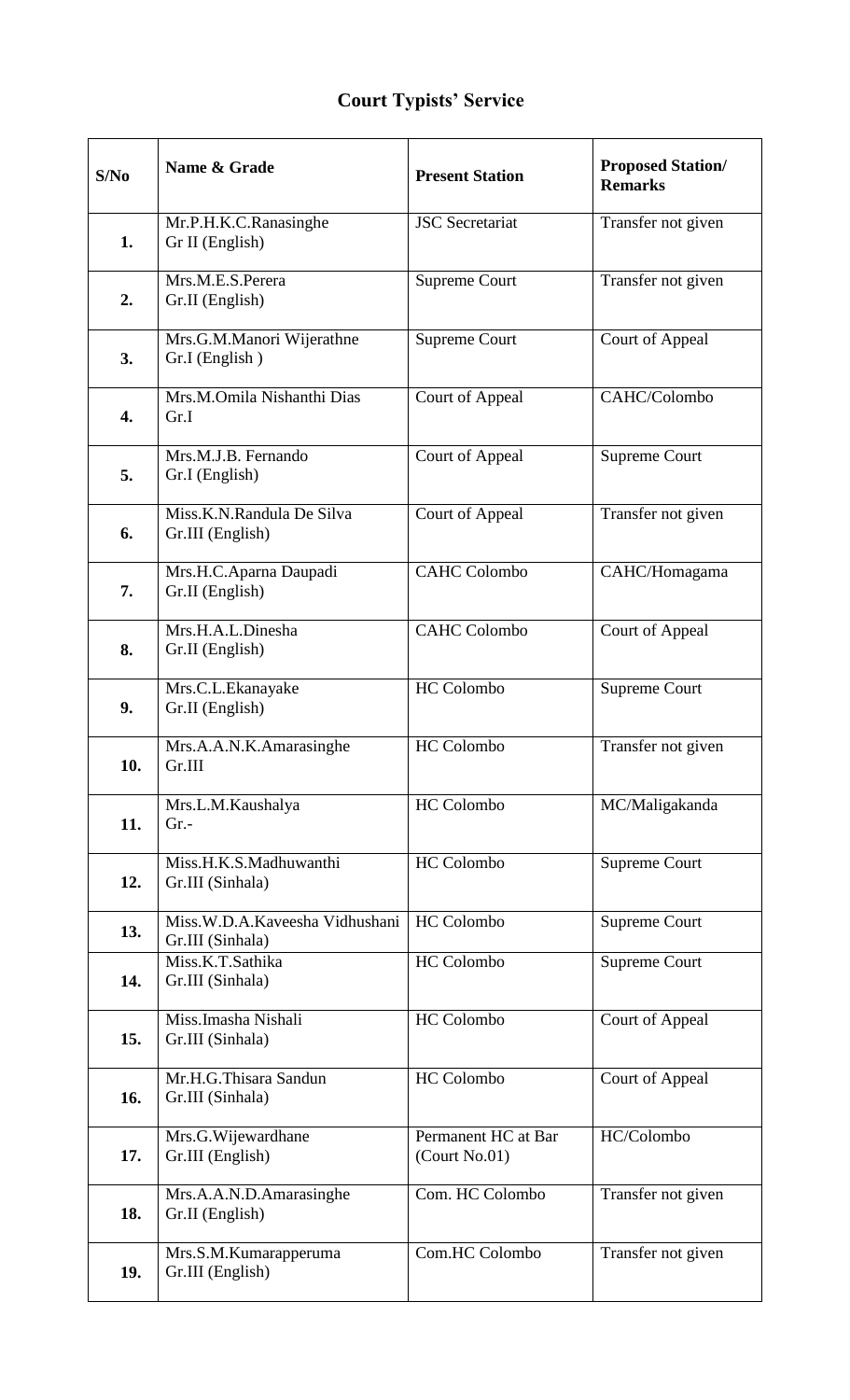# Court Typists' Service

| S/No | Name & Grade | Present Station | Proposed Station/ Remarks |
|---|---|---|---|
| 1. | Mr.P.H.K.C.Ranasinghe Gr II (English) | JSC Secretariat | Transfer not given |
| 2. | Mrs.M.E.S.Perera Gr.II (English) | Supreme Court | Transfer not given |
| 3. | Mrs.G.M.Manori Wijerathne Gr.I (English ) | Supreme Court | Court of Appeal |
| 4. | Mrs.M.Omila Nishanthi Dias Gr.I | Court of Appeal | CAHC/Colombo |
| 5. | Mrs.M.J.B. Fernando Gr.I (English) | Court of Appeal | Supreme Court |
| 6. | Miss.K.N.Randula De Silva Gr.III (English) | Court of Appeal | Transfer not given |
| 7. | Mrs.H.C.Aparna Daupadi Gr.II (English) | CAHC Colombo | CAHC/Homagama |
| 8. | Mrs.H.A.L.Dinesha Gr.II (English) | CAHC Colombo | Court of Appeal |
| 9. | Mrs.C.L.Ekanayake Gr.II (English) | HC Colombo | Supreme Court |
| 10. | Mrs.A.A.N.K.Amarasinghe Gr.III | HC Colombo | Transfer not given |
| 11. | Mrs.L.M.Kaushalya Gr.- | HC Colombo | MC/Maligakanda |
| 12. | Miss.H.K.S.Madhuwanthi Gr.III (Sinhala) | HC Colombo | Supreme Court |
| 13. | Miss.W.D.A.Kaveesha Vidhushani Gr.III (Sinhala) | HC Colombo | Supreme Court |
| 14. | Miss.K.T.Sathika Gr.III (Sinhala) | HC Colombo | Supreme Court |
| 15. | Miss.Imasha Nishali Gr.III (Sinhala) | HC Colombo | Court of Appeal |
| 16. | Mr.H.G.Thisara Sandun Gr.III (Sinhala) | HC Colombo | Court of Appeal |
| 17. | Mrs.G.Wijewardhane Gr.III (English) | Permanent HC at Bar (Court No.01) | HC/Colombo |
| 18. | Mrs.A.A.N.D.Amarasinghe Gr.II (English) | Com. HC Colombo | Transfer not given |
| 19. | Mrs.S.M.Kumarapperuma Gr.III (English) | Com.HC Colombo | Transfer not given |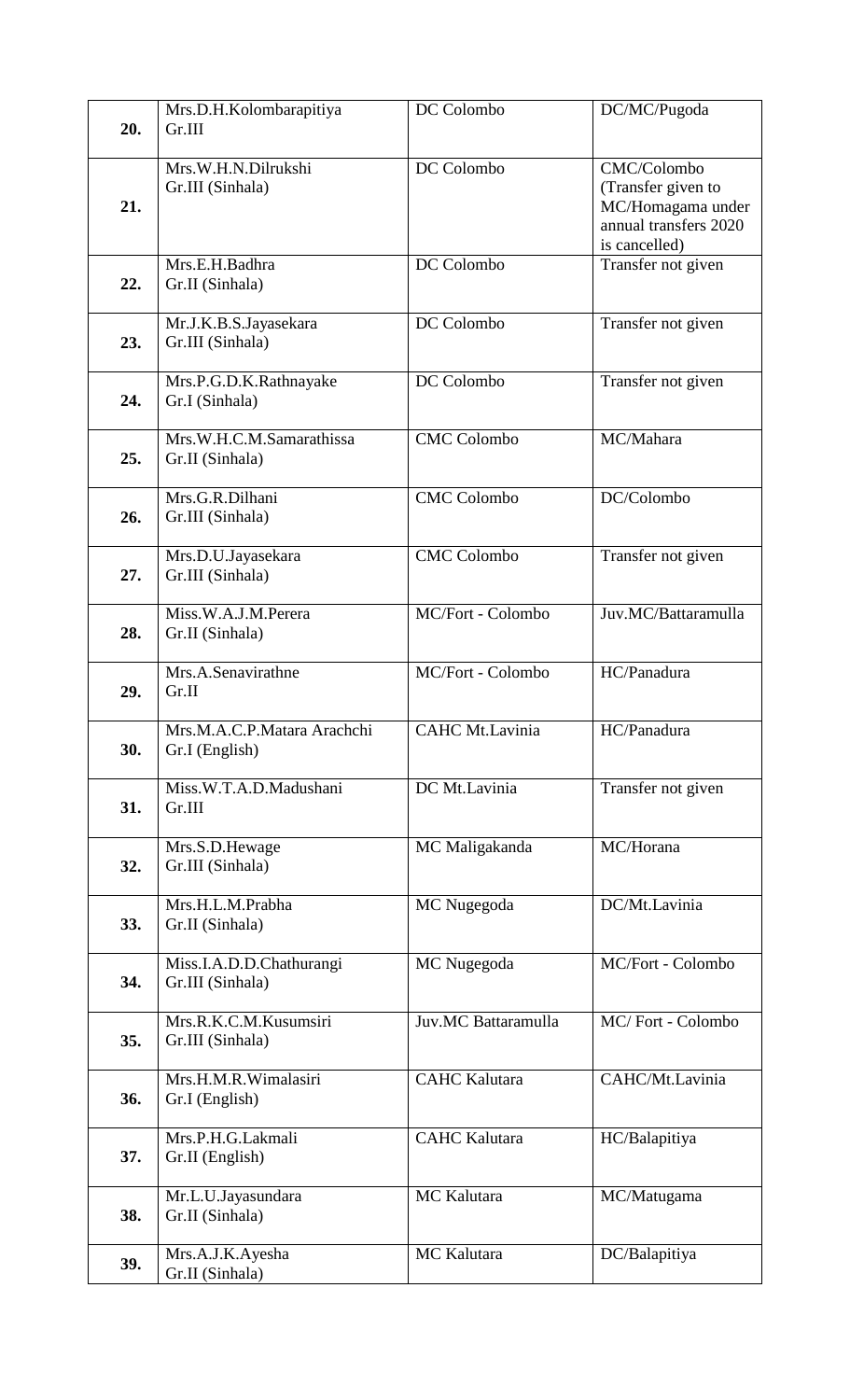| 20. | Mrs.D.H.Kolombarapitiya Gr.III | DC Colombo | DC/MC/Pugoda |
|---|---|---|---|
| 21. | Mrs.W.H.N.Dilrukshi Gr.III (Sinhala) | DC Colombo | CMC/Colombo (Transfer given to MC/Homagama under annual transfers 2020 is cancelled) |
| 22. | Mrs.E.H.Badhra Gr.II (Sinhala) | DC Colombo | Transfer not given |
| 23. | Mr.J.K.B.S.Jayasekara Gr.III (Sinhala) | DC Colombo | Transfer not given |
| 24. | Mrs.P.G.D.K.Rathnayake Gr.I (Sinhala) | DC Colombo | Transfer not given |
| 25. | Mrs.W.H.C.M.Samarathissa Gr.II (Sinhala) | CMC Colombo | MC/Mahara |
| 26. | Mrs.G.R.Dilhani Gr.III (Sinhala) | CMC Colombo | DC/Colombo |
| 27. | Mrs.D.U.Jayasekara Gr.III (Sinhala) | CMC Colombo | Transfer not given |
| 28. | Miss.W.A.J.M.Perera Gr.II (Sinhala) | MC/Fort - Colombo | Juv.MC/Battaramulla |
| 29. | Mrs.A.Senavirathne Gr.II | MC/Fort - Colombo | HC/Panadura |
| 30. | Mrs.M.A.C.P.Matara Arachchi Gr.I (English) | CAHC Mt.Lavinia | HC/Panadura |
| 31. | Miss.W.T.A.D.Madushani Gr.III | DC Mt.Lavinia | Transfer not given |
| 32. | Mrs.S.D.Hewage Gr.III (Sinhala) | MC Maligakanda | MC/Horana |
| 33. | Mrs.H.L.M.Prabha Gr.II (Sinhala) | MC Nugegoda | DC/Mt.Lavinia |
| 34. | Miss.I.A.D.D.Chathurangi Gr.III (Sinhala) | MC Nugegoda | MC/Fort - Colombo |
| 35. | Mrs.R.K.C.M.Kusumsiri Gr.III (Sinhala) | Juv.MC Battaramulla | MC/ Fort - Colombo |
| 36. | Mrs.H.M.R.Wimalasiri Gr.I (English) | CAHC Kalutara | CAHC/Mt.Lavinia |
| 37. | Mrs.P.H.G.Lakmali Gr.II (English) | CAHC Kalutara | HC/Balapitiya |
| 38. | Mr.L.U.Jayasundara Gr.II (Sinhala) | MC Kalutara | MC/Matugama |
| 39. | Mrs.A.J.K.Ayesha Gr.II (Sinhala) | MC Kalutara | DC/Balapitiya |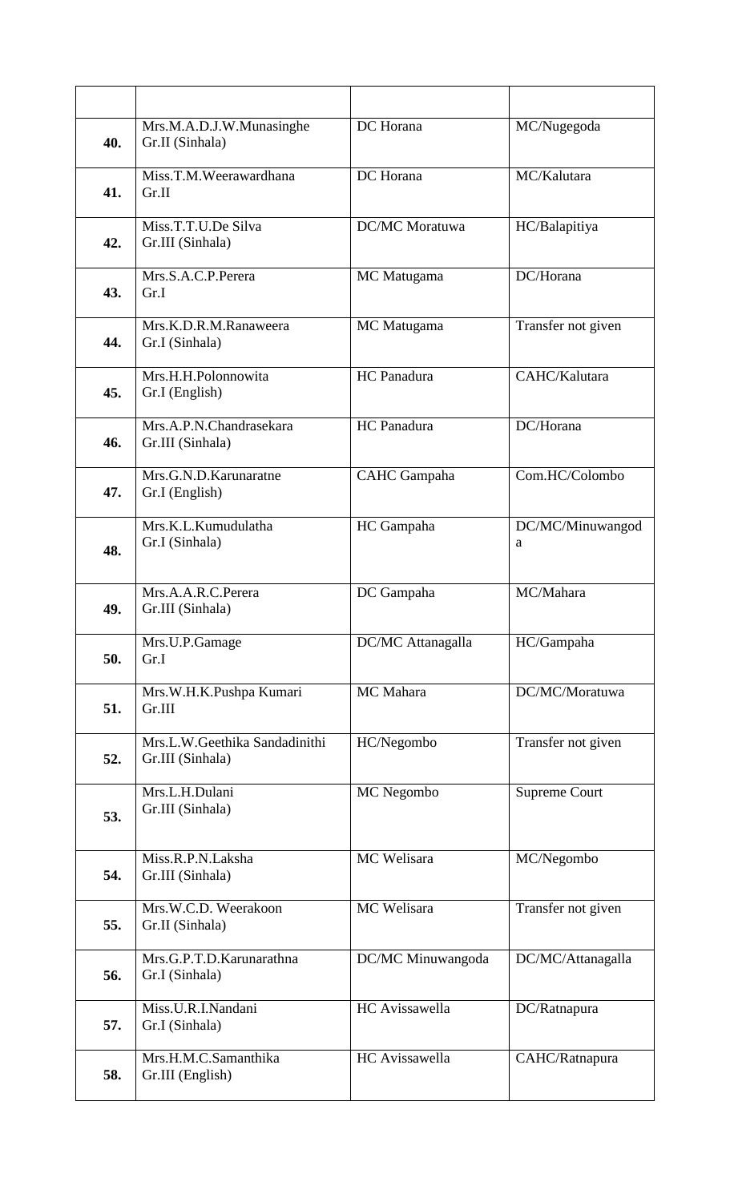| | | | |
|---|---|---|---|
| **40.** | Mrs.M.A.D.J.W.Munasinghe Gr.II (Sinhala) | DC Horana | MC/Nugegoda |
| **41.** | Miss.T.M.Weerawardhana Gr.II | DC Horana | MC/Kalutara |
| **42.** | Miss.T.T.U.De Silva Gr.III (Sinhala) | DC/MC Moratuwa | HC/Balapitiya |
| **43.** | Mrs.S.A.C.P.Perera Gr.I | MC Matugama | DC/Horana |
| **44.** | Mrs.K.D.R.M.Ranaweera Gr.I (Sinhala) | MC Matugama | Transfer not given |
| **45.** | Mrs.H.H.Polonnowita Gr.I (English) | HC Panadura | CAHC/Kalutara |
| **46.** | Mrs.A.P.N.Chandrasekara Gr.III (Sinhala) | HC Panadura | DC/Horana |
| **47.** | Mrs.G.N.D.Karunaratne Gr.I (English) | CAHC Gampaha | Com.HC/Colombo |
| **48.** | Mrs.K.L.Kumudulatha Gr.I (Sinhala) | HC Gampaha | DC/MC/Minuwangoda |
| **49.** | Mrs.A.A.R.C.Perera Gr.III (Sinhala) | DC Gampaha | MC/Mahara |
| **50.** | Mrs.U.P.Gamage Gr.I | DC/MC Attanagalla | HC/Gampaha |
| **51.** | Mrs.W.H.K.Pushpa Kumari Gr.III | MC Mahara | DC/MC/Moratuwa |
| **52.** | Mrs.L.W.Geethika Sandadinithi Gr.III (Sinhala) | HC/Negombo | Transfer not given |
| **53.** | Mrs.L.H.Dulani Gr.III (Sinhala) | MC Negombo | Supreme Court |
| **54.** | Miss.R.P.N.Laksha Gr.III (Sinhala) | MC Welisara | MC/Negombo |
| **55.** | Mrs.W.C.D. Weerakoon Gr.II (Sinhala) | MC Welisara | Transfer not given |
| **56.** | Mrs.G.P.T.D.Karunarathna Gr.I (Sinhala) | DC/MC Minuwangoda | DC/MC/Attanagalla |
| **57.** | Miss.U.R.I.Nandani Gr.I (Sinhala) | HC Avissawella | DC/Ratnapura |
| **58.** | Mrs.H.M.C.Samanthika Gr.III (English) | HC Avissawella | CAHC/Ratnapura |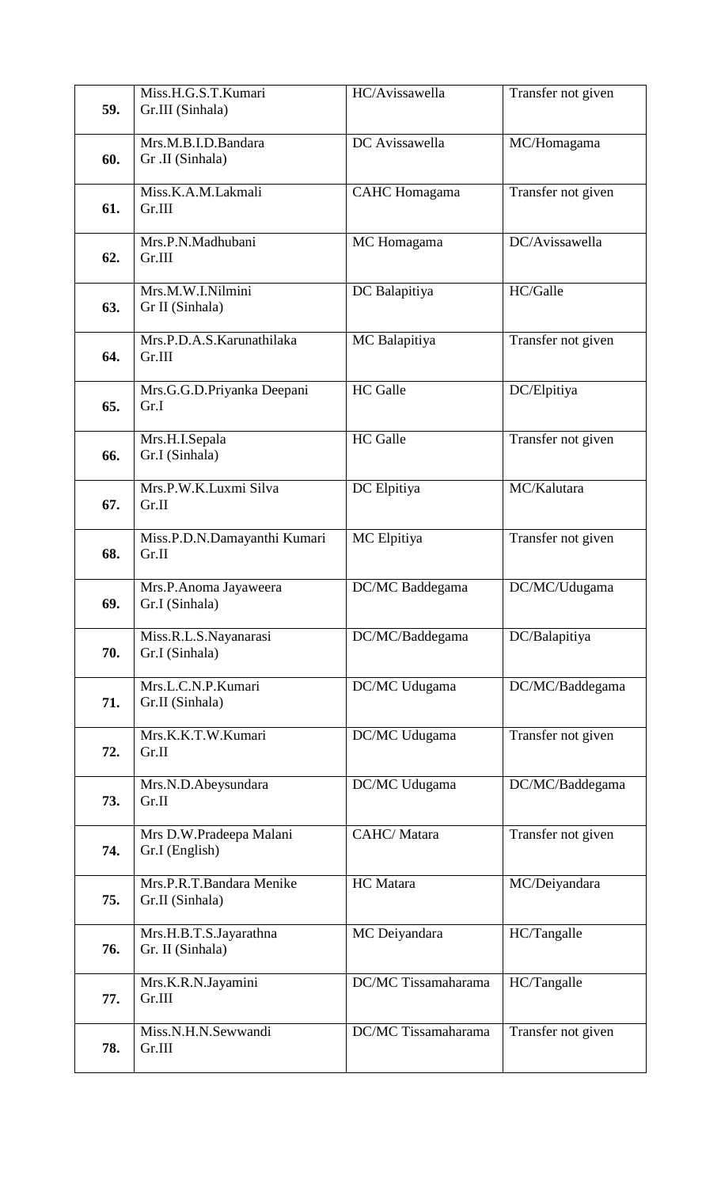| | | | |
|---|---|---|---|
| **59.** | Miss.H.G.S.T.Kumari<br>Gr.III (Sinhala) | HC/Avissawella | Transfer not given |
| **60.** | Mrs.M.B.I.D.Bandara<br>Gr .II (Sinhala) | DC Avissawella | MC/Homagama |
| **61.** | Miss.K.A.M.Lakmali<br>Gr.III | CAHC Homagama | Transfer not given |
| **62.** | Mrs.P.N.Madhubani<br>Gr.III | MC Homagama | DC/Avissawella |
| **63.** | Mrs.M.W.I.Nilmini<br>Gr II (Sinhala) | DC Balapitiya | HC/Galle |
| **64.** | Mrs.P.D.A.S.Karunathilaka<br>Gr.III | MC Balapitiya | Transfer not given |
| **65.** | Mrs.G.G.D.Priyanka Deepani<br>Gr.I | HC Galle | DC/Elpitiya |
| **66.** | Mrs.H.I.Sepala<br>Gr.I (Sinhala) | HC Galle | Transfer not given |
| **67.** | Mrs.P.W.K.Luxmi Silva<br>Gr.II | DC Elpitiya | MC/Kalutara |
| **68.** | Miss.P.D.N.Damayanthi Kumari<br>Gr.II | MC Elpitiya | Transfer not given |
| **69.** | Mrs.P.Anoma Jayaweera<br>Gr.I (Sinhala) | DC/MC Baddegama | DC/MC/Udugama |
| **70.** | Miss.R.L.S.Nayanarasi<br>Gr.I (Sinhala) | DC/MC/Baddegama | DC/Balapitiya |
| **71.** | Mrs.L.C.N.P.Kumari<br>Gr.II (Sinhala) | DC/MC Udugama | DC/MC/Baddegama |
| **72.** | Mrs.K.K.T.W.Kumari<br>Gr.II | DC/MC Udugama | Transfer not given |
| **73.** | Mrs.N.D.Abeysundara<br>Gr.II | DC/MC Udugama | DC/MC/Baddegama |
| **74.** | Mrs D.W.Pradeepa Malani<br>Gr.I (English) | CAHC/ Matara | Transfer not given |
| **75.** | Mrs.P.R.T.Bandara Menike<br>Gr.II (Sinhala) | HC Matara | MC/Deiyandara |
| **76.** | Mrs.H.B.T.S.Jayarathna<br>Gr. II (Sinhala) | MC Deiyandara | HC/Tangalle |
| **77.** | Mrs.K.R.N.Jayamini<br>Gr.III | DC/MC Tissamaharama | HC/Tangalle |
| **78.** | Miss.N.H.N.Sewwandi<br>Gr.III | DC/MC Tissamaharama | Transfer not given |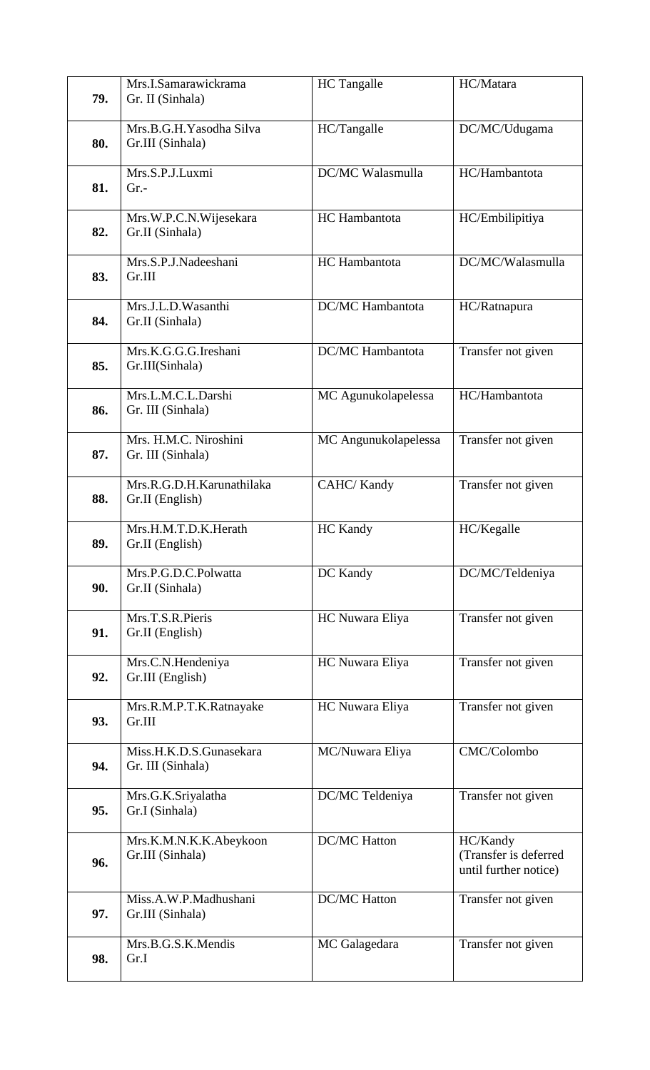| | | | |
|---|---|---|---|
| **79.** | Mrs.I.Samarawickrama<br>Gr. II (Sinhala) | HC Tangalle | HC/Matara |
| **80.** | Mrs.B.G.H.Yasodha Silva<br>Gr.III (Sinhala) | HC/Tangalle | DC/MC/Udugama |
| **81.** | Mrs.S.P.J.Luxmi<br>Gr.- | DC/MC Walasmulla | HC/Hambantota |
| **82.** | Mrs.W.P.C.N.Wijesekara<br>Gr.II (Sinhala) | HC Hambantota | HC/Embilipitiya |
| **83.** | Mrs.S.P.J.Nadeeshani<br>Gr.III | HC Hambantota | DC/MC/Walasmulla |
| **84.** | Mrs.J.L.D.Wasanthi<br>Gr.II (Sinhala) | DC/MC Hambantota | HC/Ratnapura |
| **85.** | Mrs.K.G.G.G.Ireshani<br>Gr.III(Sinhala) | DC/MC Hambantota | Transfer not given |
| **86.** | Mrs.L.M.C.L.Darshi<br>Gr. III (Sinhala) | MC Agunukolapelessa | HC/Hambantota |
| **87.** | Mrs. H.M.C. Niroshini<br>Gr. III (Sinhala) | MC Angunukolapelessa | Transfer not given |
| **88.** | Mrs.R.G.D.H.Karunathilaka<br>Gr.II (English) | CAHC/ Kandy | Transfer not given |
| **89.** | Mrs.H.M.T.D.K.Herath<br>Gr.II (English) | HC Kandy | HC/Kegalle |
| **90.** | Mrs.P.G.D.C.Polwatta<br>Gr.II (Sinhala) | DC Kandy | DC/MC/Teldeniya |
| **91.** | Mrs.T.S.R.Pieris<br>Gr.II (English) | HC Nuwara Eliya | Transfer not given |
| **92.** | Mrs.C.N.Hendeniya<br>Gr.III (English) | HC Nuwara Eliya | Transfer not given |
| **93.** | Mrs.R.M.P.T.K.Ratnayake<br>Gr.III | HC Nuwara Eliya | Transfer not given |
| **94.** | Miss.H.K.D.S.Gunasekara<br>Gr. III (Sinhala) | MC/Nuwara Eliya | CMC/Colombo |
| **95.** | Mrs.G.K.Sriyalatha<br>Gr.I (Sinhala) | DC/MC Teldeniya | Transfer not given |
| **96.** | Mrs.K.M.N.K.K.Abeykoon<br>Gr.III (Sinhala) | DC/MC Hatton | HC/Kandy<br>(Transfer is deferred until further notice) |
| **97.** | Miss.A.W.P.Madhushani<br>Gr.III (Sinhala) | DC/MC Hatton | Transfer not given |
| **98.** | Mrs.B.G.S.K.Mendis<br>Gr.I | MC Galagedara | Transfer not given |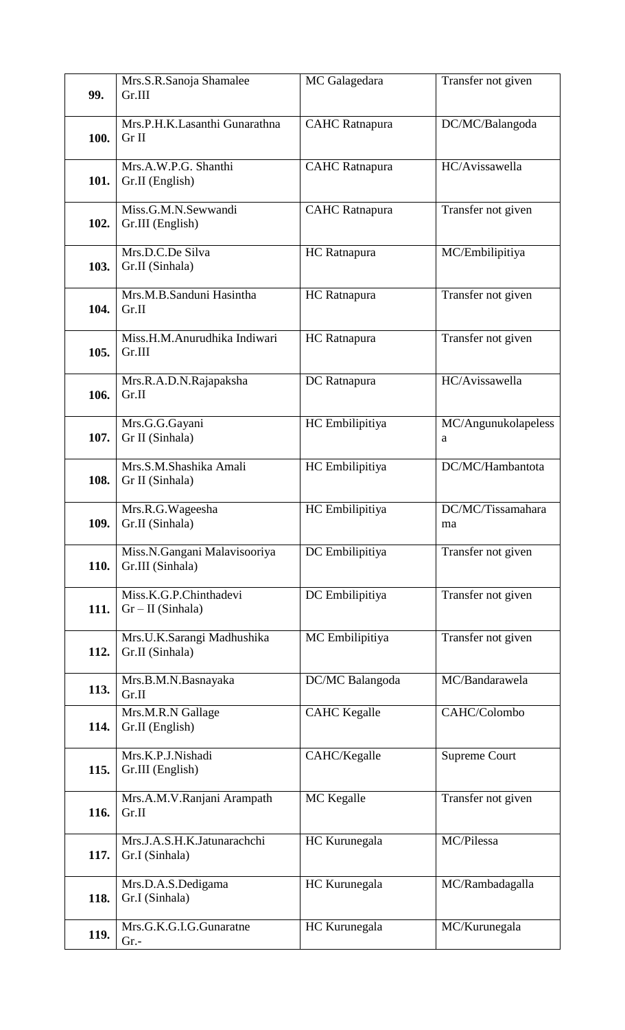| | | | |
|---|---|---|---|
| **99.** | Mrs.S.R.Sanoja Shamalee Gr.III | MC Galagedara | Transfer not given |
| **100.** | Mrs.P.H.K.Lasanthi Gunarathna Gr II | CAHC Ratnapura | DC/MC/Balangoda |
| **101.** | Mrs.A.W.P.G. Shanthi Gr.II (English) | CAHC Ratnapura | HC/Avissawella |
| **102.** | Miss.G.M.N.Sewwandi Gr.III (English) | CAHC Ratnapura | Transfer not given |
| **103.** | Mrs.D.C.De Silva Gr.II (Sinhala) | HC Ratnapura | MC/Embilipitiya |
| **104.** | Mrs.M.B.Sanduni Hasintha Gr.II | HC Ratnapura | Transfer not given |
| **105.** | Miss.H.M.Anurudhika Indiwari Gr.III | HC Ratnapura | Transfer not given |
| **106.** | Mrs.R.A.D.N.Rajapaksha Gr.II | DC Ratnapura | HC/Avissawella |
| **107.** | Mrs.G.G.Gayani Gr II (Sinhala) | HC Embilipitiya | MC/Angunukolapeless a |
| **108.** | Mrs.S.M.Shashika Amali Gr II (Sinhala) | HC Embilipitiya | DC/MC/Hambantota |
| **109.** | Mrs.R.G.Wageesha Gr.II (Sinhala) | HC Embilipitiya | DC/MC/Tissamahara ma |
| **110.** | Miss.N.Gangani Malavisooriya Gr.III (Sinhala) | DC Embilipitiya | Transfer not given |
| **111.** | Miss.K.G.P.Chinthadevi Gr – II (Sinhala) | DC Embilipitiya | Transfer not given |
| **112.** | Mrs.U.K.Sarangi Madhushika Gr.II (Sinhala) | MC Embilipitiya | Transfer not given |
| **113.** | Mrs.B.M.N.Basnayaka Gr.II | DC/MC Balangoda | MC/Bandarawela |
| **114.** | Mrs.M.R.N Gallage Gr.II (English) | CAHC Kegalle | CAHC/Colombo |
| **115.** | Mrs.K.P.J.Nishadi Gr.III (English) | CAHC/Kegalle | Supreme Court |
| **116.** | Mrs.A.M.V.Ranjani Arampath Gr.II | MC Kegalle | Transfer not given |
| **117.** | Mrs.J.A.S.H.K.Jatunarachchi Gr.I (Sinhala) | HC Kurunegala | MC/Pilessa |
| **118.** | Mrs.D.A.S.Dedigama Gr.I (Sinhala) | HC Kurunegala | MC/Rambadagalla |
| **119.** | Mrs.G.K.G.I.G.Gunaratne Gr.- | HC Kurunegala | MC/Kurunegala |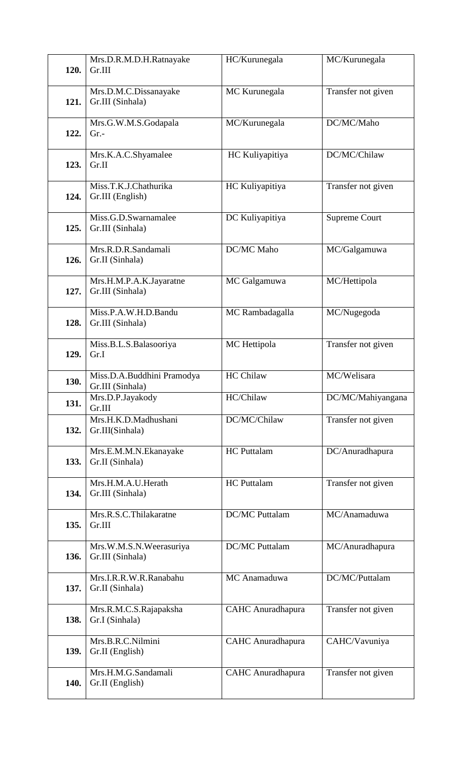| | | | |
|---|---|---|---|
| **120.** | Mrs.D.R.M.D.H.Ratnayake<br>Gr.III | HC/Kurunegala | MC/Kurunegala |
| **121.** | Mrs.D.M.C.Dissanayake<br>Gr.III (Sinhala) | MC Kurunegala | Transfer not given |
| **122.** | Mrs.G.W.M.S.Godapala<br>Gr.- | MC/Kurunegala | DC/MC/Maho |
| **123.** | Mrs.K.A.C.Shyamalee<br>Gr.II | HC Kuliyapitiya | DC/MC/Chilaw |
| **124.** | Miss.T.K.J.Chathurika<br>Gr.III (English) | HC Kuliyapitiya | Transfer not given |
| **125.** | Miss.G.D.Swarnamalee<br>Gr.III (Sinhala) | DC Kuliyapitiya | Supreme Court |
| **126.** | Mrs.R.D.R.Sandamali<br>Gr.II (Sinhala) | DC/MC Maho | MC/Galgamuwa |
| **127.** | Mrs.H.M.P.A.K.Jayaratne<br>Gr.III (Sinhala) | MC Galgamuwa | MC/Hettipola |
| **128.** | Miss.P.A.W.H.D.Bandu<br>Gr.III (Sinhala) | MC Rambadagalla | MC/Nugegoda |
| **129.** | Miss.B.L.S.Balasooriya<br>Gr.I | MC Hettipola | Transfer not given |
| **130.** | Miss.D.A.Buddhini Pramodya<br>Gr.III (Sinhala) | HC Chilaw | MC/Welisara |
| **131.** | Mrs.D.P.Jayakody<br>Gr.III | HC/Chilaw | DC/MC/Mahiyangana |
| **132.** | Mrs.H.K.D.Madhushani<br>Gr.III(Sinhala) | DC/MC/Chilaw | Transfer not given |
| **133.** | Mrs.E.M.M.N.Ekanayake<br>Gr.II (Sinhala) | HC Puttalam | DC/Anuradhapura |
| **134.** | Mrs.H.M.A.U.Herath<br>Gr.III (Sinhala) | HC Puttalam | Transfer not given |
| **135.** | Mrs.R.S.C.Thilakaratne<br>Gr.III | DC/MC Puttalam | MC/Anamaduwa |
| **136.** | Mrs.W.M.S.N.Weerasuriya<br>Gr.III (Sinhala) | DC/MC Puttalam | MC/Anuradhapura |
| **137.** | Mrs.I.R.R.W.R.Ranabahu<br>Gr.II (Sinhala) | MC Anamaduwa | DC/MC/Puttalam |
| **138.** | Mrs.R.M.C.S.Rajapaksha<br>Gr.I (Sinhala) | CAHC Anuradhapura | Transfer not given |
| **139.** | Mrs.B.R.C.Nilmini<br>Gr.II (English) | CAHC Anuradhapura | CAHC/Vavuniya |
| **140.** | Mrs.H.M.G.Sandamali<br>Gr.II (English) | CAHC Anuradhapura | Transfer not given |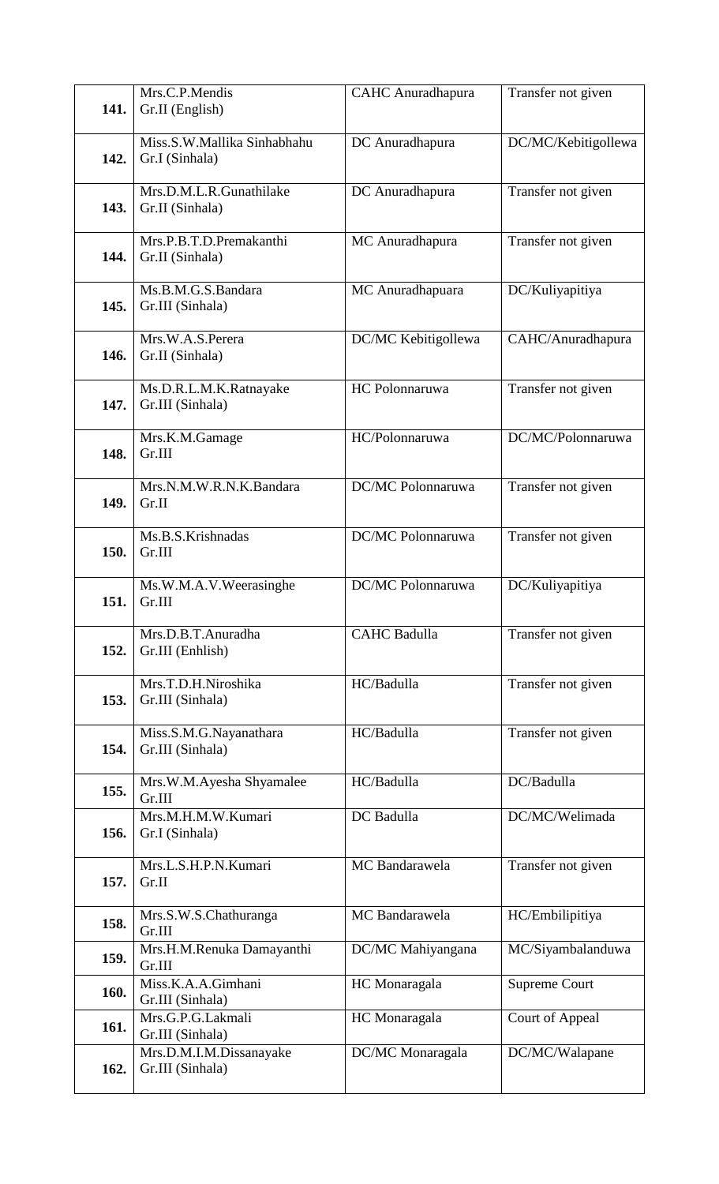| | | | |
|---|---|---|---|
| **141.** | Mrs.C.P.Mendis<br>Gr.II (English) | CAHC Anuradhapura | Transfer not given |
| **142.** | Miss.S.W.Mallika Sinhabhahu<br>Gr.I (Sinhala) | DC Anuradhapura | DC/MC/Kebitigollewa |
| **143.** | Mrs.D.M.L.R.Gunathilake<br>Gr.II (Sinhala) | DC Anuradhapura | Transfer not given |
| **144.** | Mrs.P.B.T.D.Premakanthi<br>Gr.II (Sinhala) | MC Anuradhapura | Transfer not given |
| **145.** | Ms.B.M.G.S.Bandara<br>Gr.III (Sinhala) | MC Anuradhapuara | DC/Kuliyapitiya |
| **146.** | Mrs.W.A.S.Perera<br>Gr.II (Sinhala) | DC/MC Kebitigollewa | CAHC/Anuradhapura |
| **147.** | Ms.D.R.L.M.K.Ratnayake<br>Gr.III (Sinhala) | HC Polonnaruwa | Transfer not given |
| **148.** | Mrs.K.M.Gamage<br>Gr.III | HC/Polonnaruwa | DC/MC/Polonnaruwa |
| **149.** | Mrs.N.M.W.R.N.K.Bandara<br>Gr.II | DC/MC Polonnaruwa | Transfer not given |
| **150.** | Ms.B.S.Krishnadas<br>Gr.III | DC/MC Polonnaruwa | Transfer not given |
| **151.** | Ms.W.M.A.V.Weerasinghe<br>Gr.III | DC/MC Polonnaruwa | DC/Kuliyapitiya |
| **152.** | Mrs.D.B.T.Anuradha<br>Gr.III (Enhlish) | CAHC Badulla | Transfer not given |
| **153.** | Mrs.T.D.H.Niroshika<br>Gr.III (Sinhala) | HC/Badulla | Transfer not given |
| **154.** | Miss.S.M.G.Nayanathara<br>Gr.III (Sinhala) | HC/Badulla | Transfer not given |
| **155.** | Mrs.W.M.Ayesha Shyamalee<br>Gr.III | HC/Badulla | DC/Badulla |
| **156.** | Mrs.M.H.M.W.Kumari<br>Gr.I (Sinhala) | DC Badulla | DC/MC/Welimada |
| **157.** | Mrs.L.S.H.P.N.Kumari<br>Gr.II | MC Bandarawela | Transfer not given |
| **158.** | Mrs.S.W.S.Chathuranga<br>Gr.III | MC Bandarawela | HC/Embilipitiya |
| **159.** | Mrs.H.M.Renuka Damayanthi<br>Gr.III | DC/MC Mahiyangana | MC/Siyambalanduwa |
| **160.** | Miss.K.A.A.Gimhani<br>Gr.III (Sinhala) | HC Monaragala | Supreme Court |
| **161.** | Mrs.G.P.G.Lakmali<br>Gr.III (Sinhala) | HC Monaragala | Court of Appeal |
| **162.** | Mrs.D.M.I.M.Dissanayake<br>Gr.III (Sinhala) | DC/MC Monaragala | DC/MC/Walapane |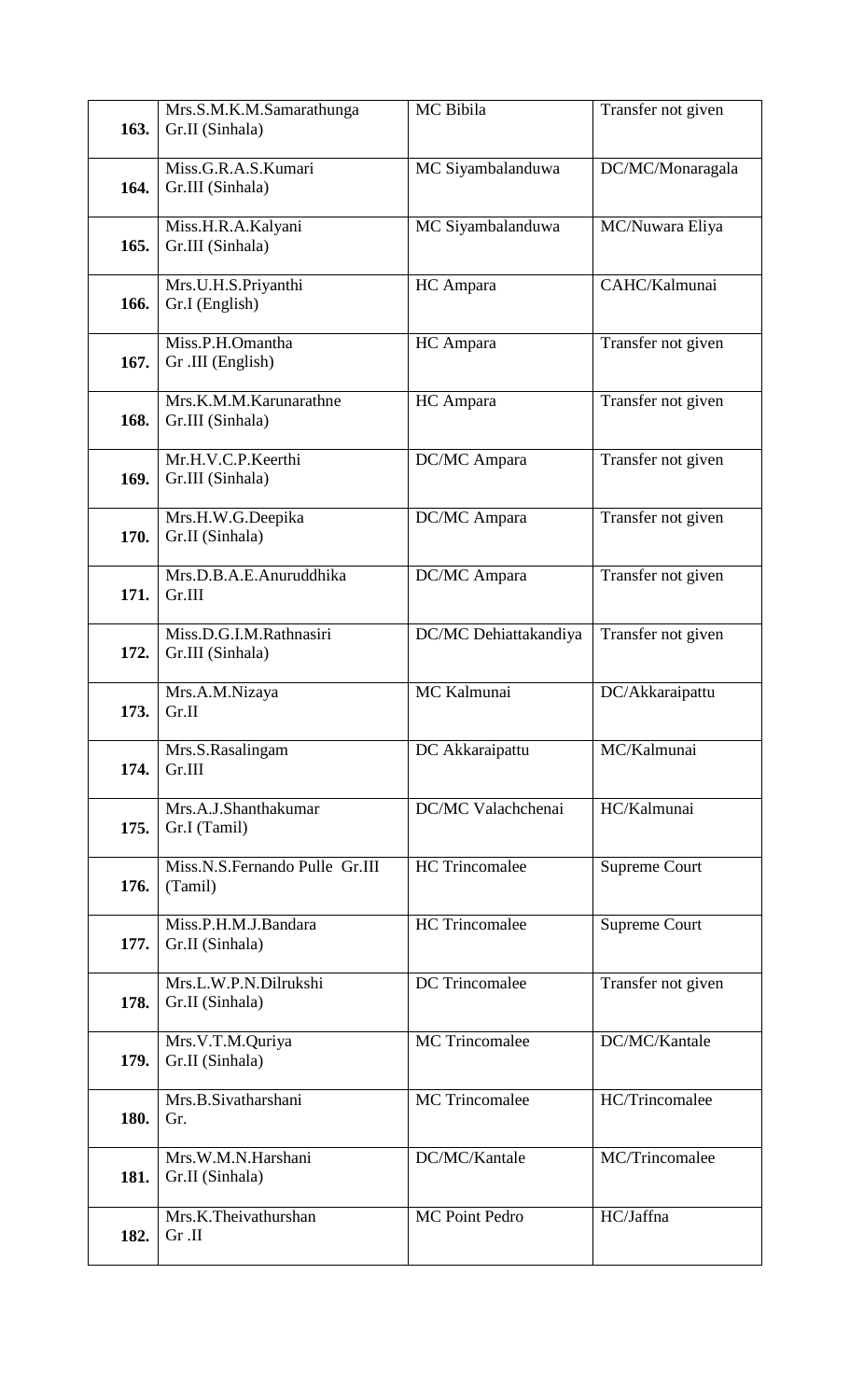| | | | |
|---|---|---|---|
| **163.** | Mrs.S.M.K.M.Samarathunga Gr.II (Sinhala) | MC Bibila | Transfer not given |
| **164.** | Miss.G.R.A.S.Kumari Gr.III (Sinhala) | MC Siyambalanduwa | DC/MC/Monaragala |
| **165.** | Miss.H.R.A.Kalyani Gr.III (Sinhala) | MC Siyambalanduwa | MC/Nuwara Eliya |
| **166.** | Mrs.U.H.S.Priyanthi Gr.I (English) | HC Ampara | CAHC/Kalmunai |
| **167.** | Miss.P.H.Omantha Gr .III (English) | HC Ampara | Transfer not given |
| **168.** | Mrs.K.M.M.Karunarathne Gr.III (Sinhala) | HC Ampara | Transfer not given |
| **169.** | Mr.H.V.C.P.Keerthi Gr.III (Sinhala) | DC/MC Ampara | Transfer not given |
| **170.** | Mrs.H.W.G.Deepika Gr.II (Sinhala) | DC/MC Ampara | Transfer not given |
| **171.** | Mrs.D.B.A.E.Anuruddhika Gr.III | DC/MC Ampara | Transfer not given |
| **172.** | Miss.D.G.I.M.Rathnasiri Gr.III (Sinhala) | DC/MC Dehiattakandiya | Transfer not given |
| **173.** | Mrs.A.M.Nizaya Gr.II | MC Kalmunai | DC/Akkaraipattu |
| **174.** | Mrs.S.Rasalingam Gr.III | DC Akkaraipattu | MC/Kalmunai |
| **175.** | Mrs.A.J.Shanthakumar Gr.I (Tamil) | DC/MC Valachchenai | HC/Kalmunai |
| **176.** | Miss.N.S.Fernando Pulle Gr.III (Tamil) | HC Trincomalee | Supreme Court |
| **177.** | Miss.P.H.M.J.Bandara Gr.II (Sinhala) | HC Trincomalee | Supreme Court |
| **178.** | Mrs.L.W.P.N.Dilrukshi Gr.II (Sinhala) | DC Trincomalee | Transfer not given |
| **179.** | Mrs.V.T.M.Quriya Gr.II (Sinhala) | MC Trincomalee | DC/MC/Kantale |
| **180.** | Mrs.B.Sivatharshani Gr. | MC Trincomalee | HC/Trincomalee |
| **181.** | Mrs.W.M.N.Harshani Gr.II (Sinhala) | DC/MC/Kantale | MC/Trincomalee |
| **182.** | Mrs.K.Theivathurshan Gr .II | MC Point Pedro | HC/Jaffna |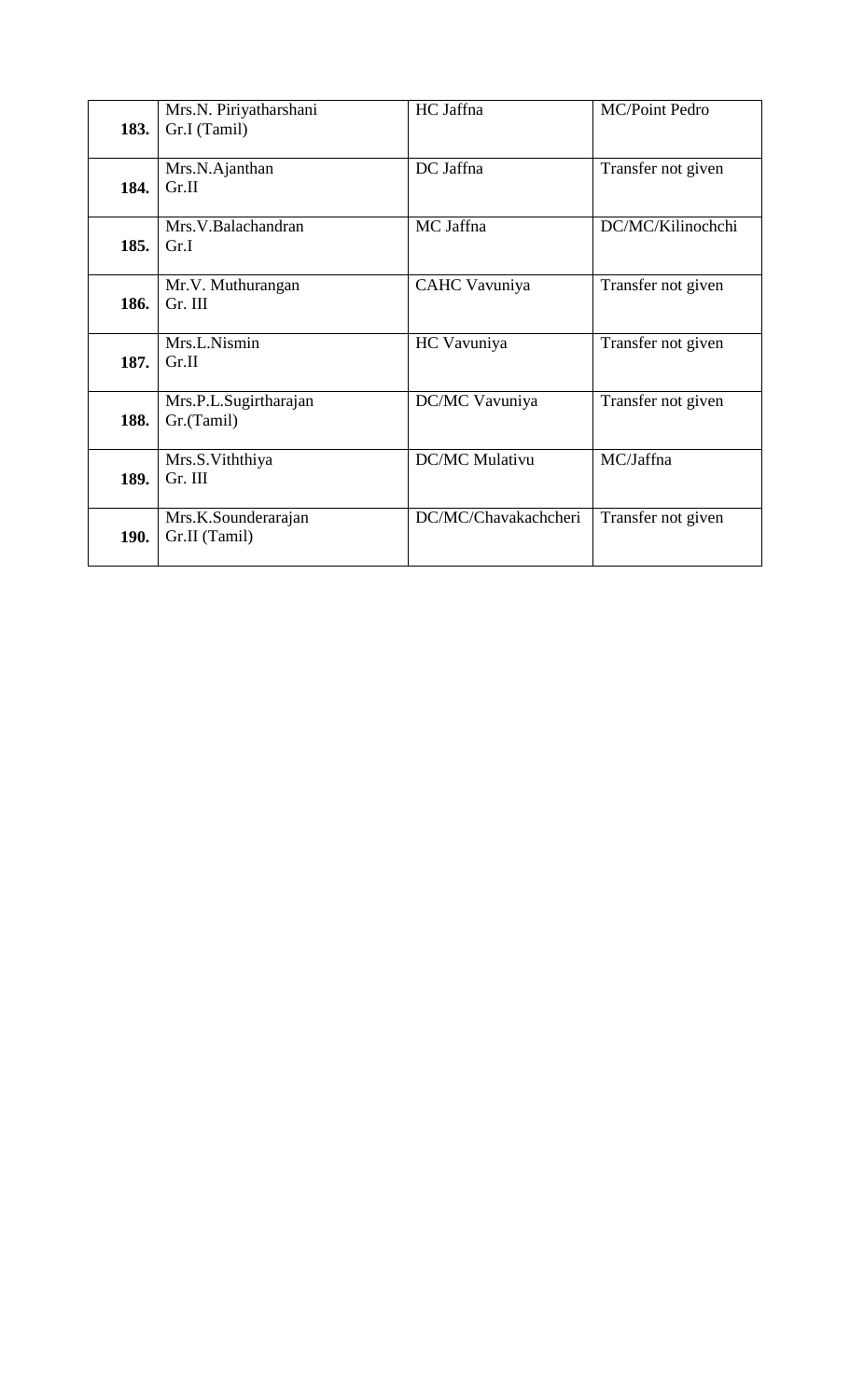| | | | |
|---|---|---|---|
| **183.** | Mrs.N. Piriyatharshani<br>Gr.I (Tamil) | HC Jaffna | MC/Point Pedro |
| **184.** | Mrs.N.Ajanthan<br>Gr.II | DC Jaffna | Transfer not given |
| **185.** | Mrs.V.Balachandran<br>Gr.I | MC Jaffna | DC/MC/Kilinochchi |
| **186.** | Mr.V. Muthurangan<br>Gr. III | CAHC Vavuniya | Transfer not given |
| **187.** | Mrs.L.Nismin<br>Gr.II | HC Vavuniya | Transfer not given |
| **188.** | Mrs.P.L.Sugirtharajan<br>Gr.(Tamil) | DC/MC Vavuniya | Transfer not given |
| **189.** | Mrs.S.Viththiya<br>Gr. III | DC/MC Mulativu | MC/Jaffna |
| **190.** | Mrs.K.Sounderarajan<br>Gr.II (Tamil) | DC/MC/Chavakachcheri | Transfer not given |